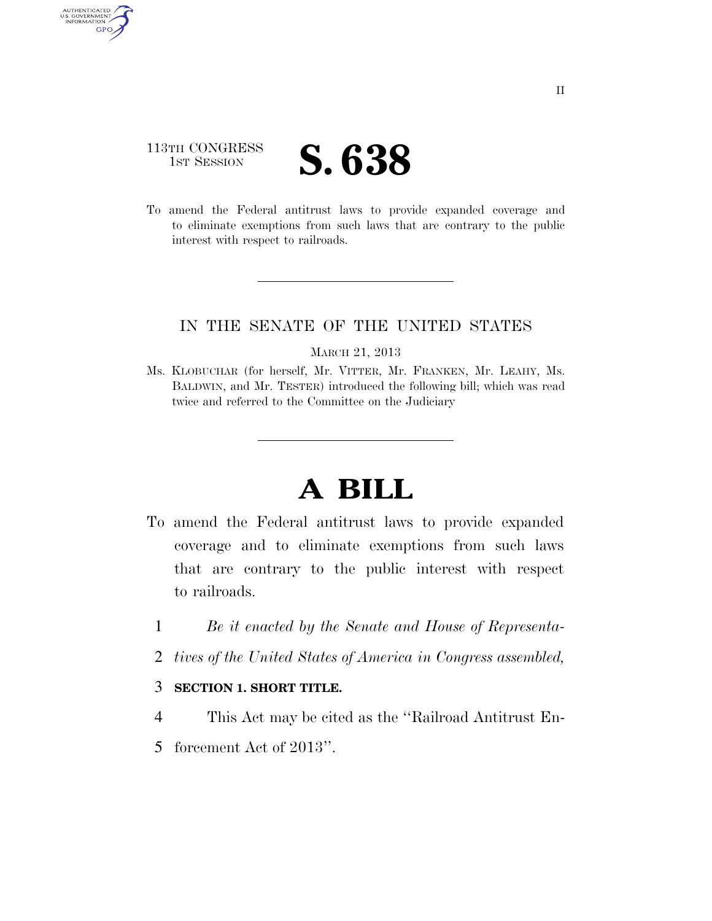113TH CONGRESS
1ST SESSION

# S. 638

To amend the Federal antitrust laws to provide expanded coverage and to eliminate exemptions from such laws that are contrary to the public interest with respect to railroads.

---

IN THE SENATE OF THE UNITED STATES

MARCH 21, 2013

Ms. KLOBUCHAR (for herself, Mr. VITTER, Mr. FRANKEN, Mr. LEAHY, Ms. BALDWIN, and Mr. TESTER) introduced the following bill; which was read twice and referred to the Committee on the Judiciary

---

# A BILL

To amend the Federal antitrust laws to provide expanded coverage and to eliminate exemptions from such laws that are contrary to the public interest with respect to railroads.

1 *Be it enacted by the Senate and House of Representa-*
2 *tives of the United States of America in Congress assembled,*

3 **SECTION 1. SHORT TITLE.**

4 This Act may be cited as the ''Railroad Antitrust En-
5 forcement Act of 2013''.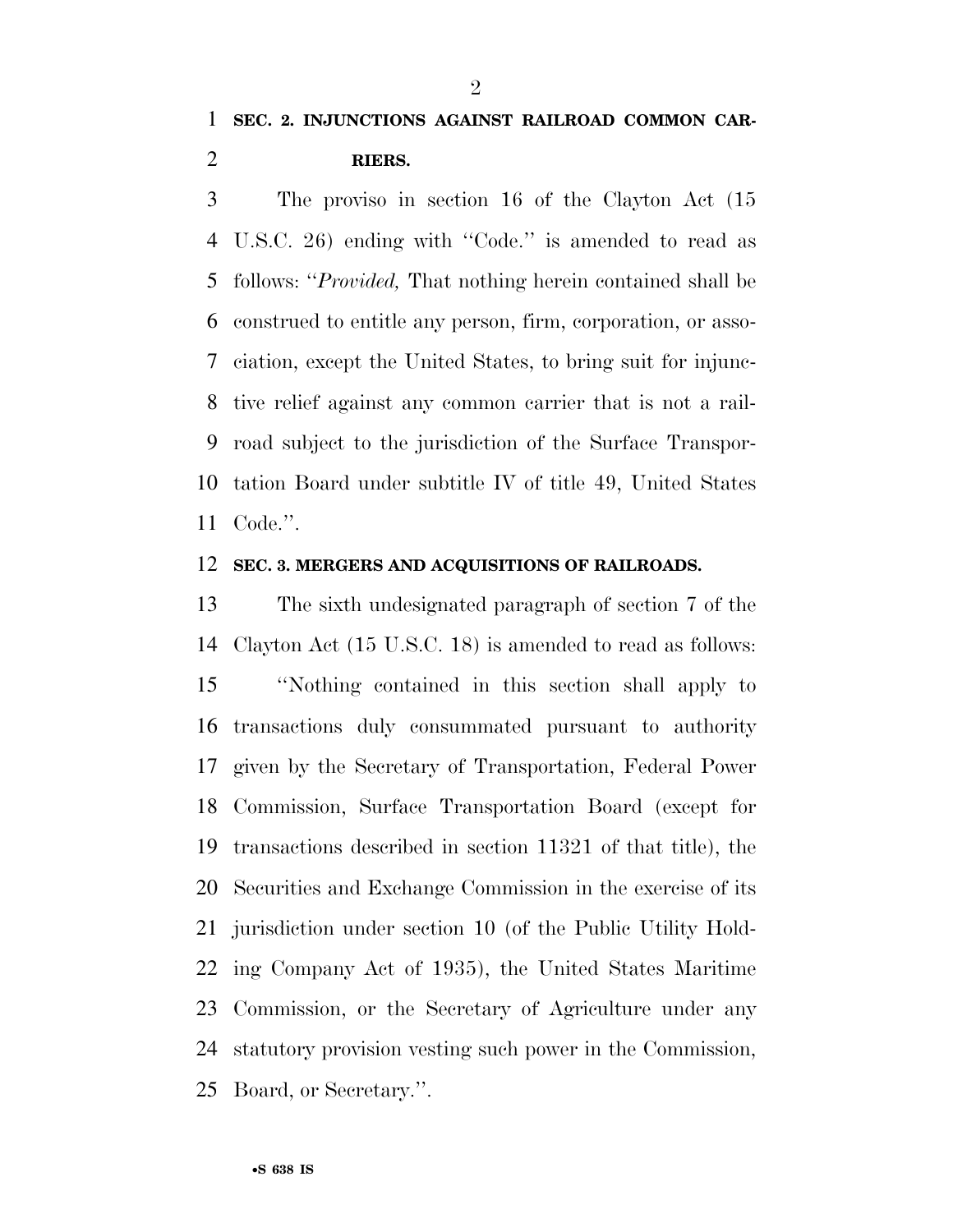**SEC. 2. INJUNCTIONS AGAINST RAILROAD COMMON CARRIERS.**

The proviso in section 16 of the Clayton Act (15 U.S.C. 26) ending with "Code." is amended to read as follows: "*Provided,* That nothing herein contained shall be construed to entitle any person, firm, corporation, or association, except the United States, to bring suit for injunctive relief against any common carrier that is not a railroad subject to the jurisdiction of the Surface Transportation Board under subtitle IV of title 49, United States Code.".

**SEC. 3. MERGERS AND ACQUISITIONS OF RAILROADS.**

The sixth undesignated paragraph of section 7 of the Clayton Act (15 U.S.C. 18) is amended to read as follows:

"Nothing contained in this section shall apply to transactions duly consummated pursuant to authority given by the Secretary of Transportation, Federal Power Commission, Surface Transportation Board (except for transactions described in section 11321 of that title), the Securities and Exchange Commission in the exercise of its jurisdiction under section 10 (of the Public Utility Holding Company Act of 1935), the United States Maritime Commission, or the Secretary of Agriculture under any statutory provision vesting such power in the Commission, Board, or Secretary.".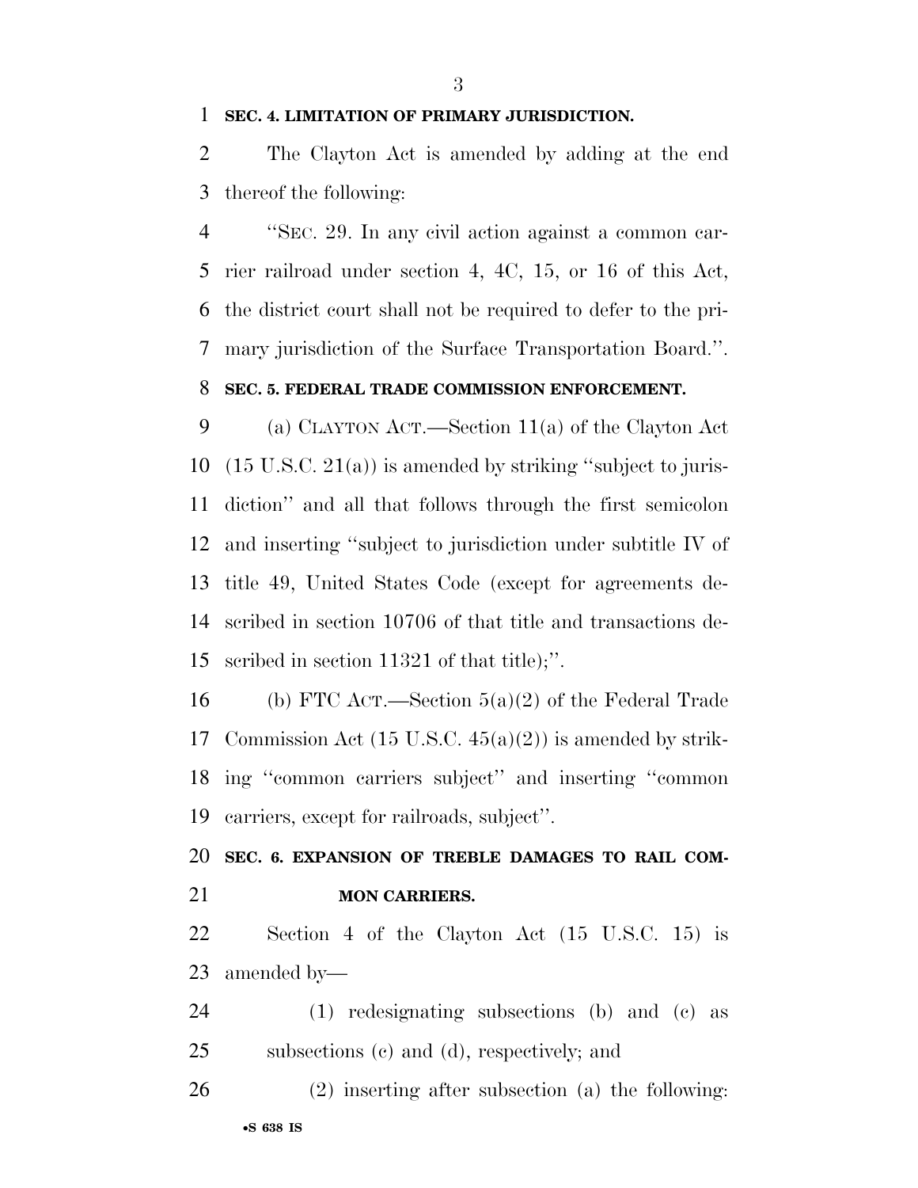**SEC. 4. LIMITATION OF PRIMARY JURISDICTION.**

The Clayton Act is amended by adding at the end thereof the following:

"SEC. 29. In any civil action against a common carrier railroad under section 4, 4C, 15, or 16 of this Act, the district court shall not be required to defer to the primary jurisdiction of the Surface Transportation Board.".

**SEC. 5. FEDERAL TRADE COMMISSION ENFORCEMENT.**

(a) CLAYTON ACT.—Section 11(a) of the Clayton Act (15 U.S.C. 21(a)) is amended by striking "subject to jurisdiction" and all that follows through the first semicolon and inserting "subject to jurisdiction under subtitle IV of title 49, United States Code (except for agreements described in section 10706 of that title and transactions described in section 11321 of that title);".

(b) FTC ACT.—Section 5(a)(2) of the Federal Trade Commission Act (15 U.S.C. 45(a)(2)) is amended by striking "common carriers subject" and inserting "common carriers, except for railroads, subject".

**SEC. 6. EXPANSION OF TREBLE DAMAGES TO RAIL COMMON CARRIERS.**

Section 4 of the Clayton Act (15 U.S.C. 15) is amended by—

(1) redesignating subsections (b) and (c) as subsections (c) and (d), respectively; and

(2) inserting after subsection (a) the following: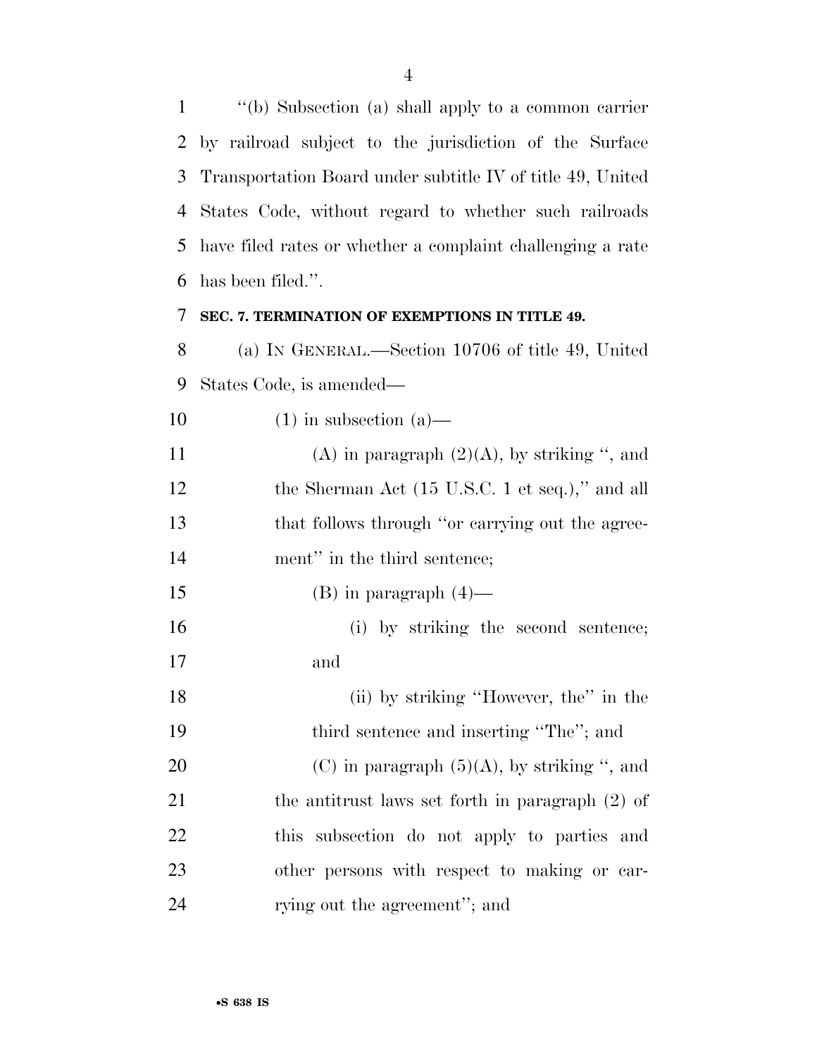''(b) Subsection (a) shall apply to a common carrier by railroad subject to the jurisdiction of the Surface Transportation Board under subtitle IV of title 49, United States Code, without regard to whether such railroads have filed rates or whether a complaint challenging a rate has been filed.''.

**SEC. 7. TERMINATION OF EXEMPTIONS IN TITLE 49.**

(a) IN GENERAL.—Section 10706 of title 49, United States Code, is amended—

(1) in subsection (a)—

(A) in paragraph (2)(A), by striking '', and the Sherman Act (15 U.S.C. 1 et seq.),'' and all that follows through ''or carrying out the agreement'' in the third sentence;

(B) in paragraph (4)—

(i) by striking the second sentence; and

(ii) by striking ''However, the'' in the third sentence and inserting ''The''; and

(C) in paragraph (5)(A), by striking '', and the antitrust laws set forth in paragraph (2) of this subsection do not apply to parties and other persons with respect to making or carrying out the agreement''; and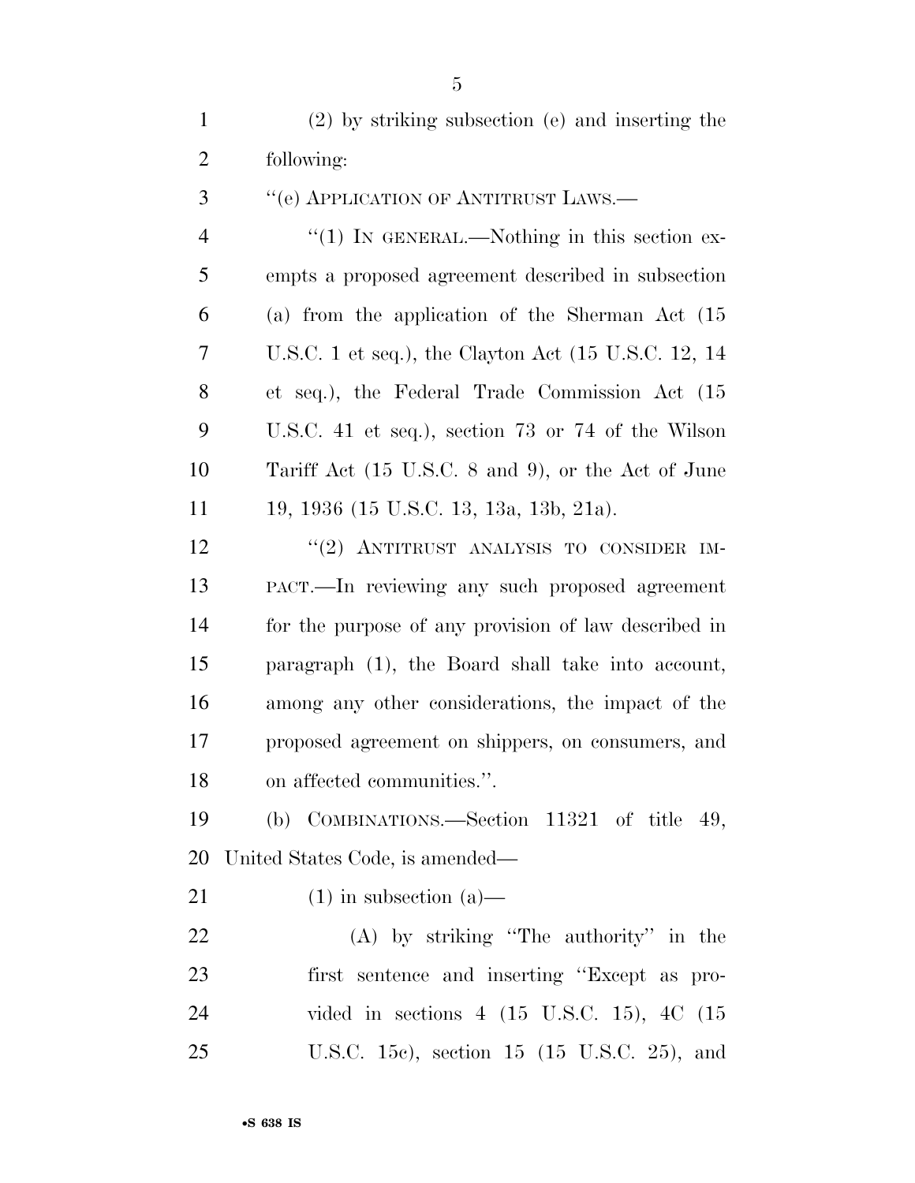(2) by striking subsection (e) and inserting the following:

"(e) APPLICATION OF ANTITRUST LAWS.—

"(1) IN GENERAL.—Nothing in this section exempts a proposed agreement described in subsection (a) from the application of the Sherman Act (15 U.S.C. 1 et seq.), the Clayton Act (15 U.S.C. 12, 14 et seq.), the Federal Trade Commission Act (15 U.S.C. 41 et seq.), section 73 or 74 of the Wilson Tariff Act (15 U.S.C. 8 and 9), or the Act of June 19, 1936 (15 U.S.C. 13, 13a, 13b, 21a).

"(2) ANTITRUST ANALYSIS TO CONSIDER IMPACT.—In reviewing any such proposed agreement for the purpose of any provision of law described in paragraph (1), the Board shall take into account, among any other considerations, the impact of the proposed agreement on shippers, on consumers, and on affected communities.".

(b) COMBINATIONS.—Section 11321 of title 49, United States Code, is amended—

(1) in subsection (a)—

(A) by striking "The authority" in the first sentence and inserting "Except as provided in sections 4 (15 U.S.C. 15), 4C (15 U.S.C. 15c), section 15 (15 U.S.C. 25), and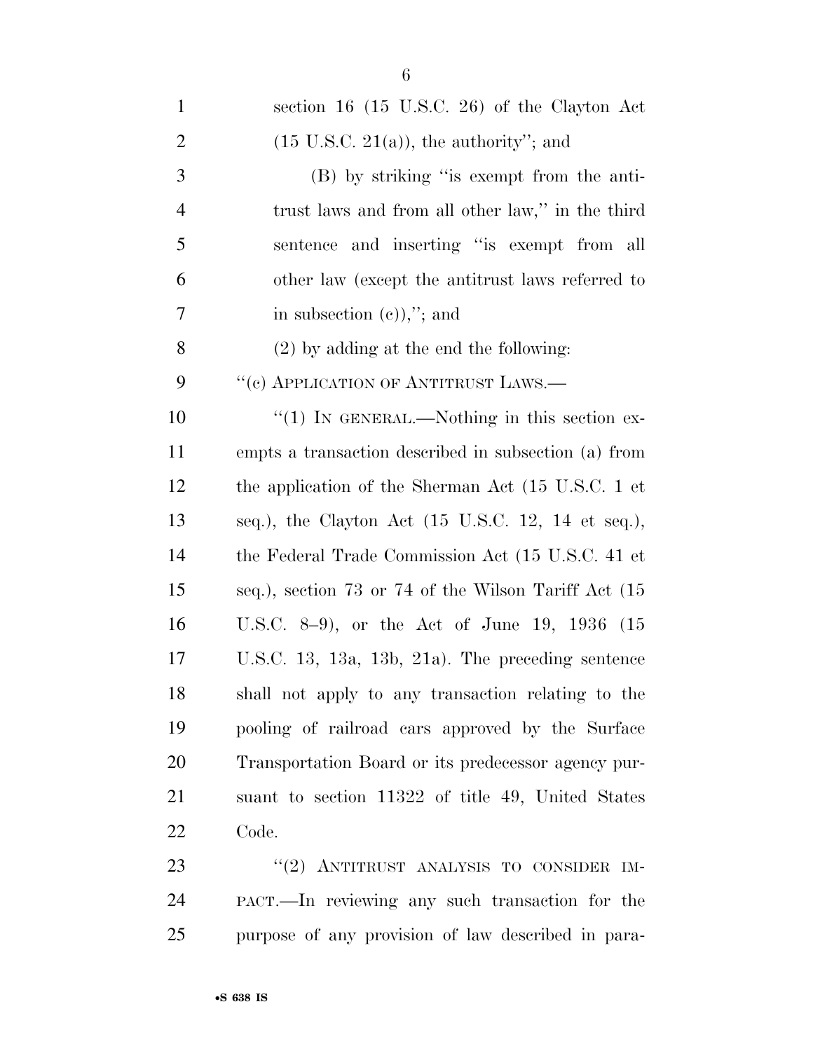section 16 (15 U.S.C. 26) of the Clayton Act (15 U.S.C. 21(a)), the authority''; and

(B) by striking ''is exempt from the antitrust laws and from all other law,'' in the third sentence and inserting ''is exempt from all other law (except the antitrust laws referred to in subsection (c)),''; and

(2) by adding at the end the following:

''(c) APPLICATION OF ANTITRUST LAWS.—

''(1) IN GENERAL.—Nothing in this section exempts a transaction described in subsection (a) from the application of the Sherman Act (15 U.S.C. 1 et seq.), the Clayton Act (15 U.S.C. 12, 14 et seq.), the Federal Trade Commission Act (15 U.S.C. 41 et seq.), section 73 or 74 of the Wilson Tariff Act (15 U.S.C. 8–9), or the Act of June 19, 1936 (15 U.S.C. 13, 13a, 13b, 21a). The preceding sentence shall not apply to any transaction relating to the pooling of railroad cars approved by the Surface Transportation Board or its predecessor agency pursuant to section 11322 of title 49, United States Code.

''(2) ANTITRUST ANALYSIS TO CONSIDER IMPACT.—In reviewing any such transaction for the purpose of any provision of law described in para-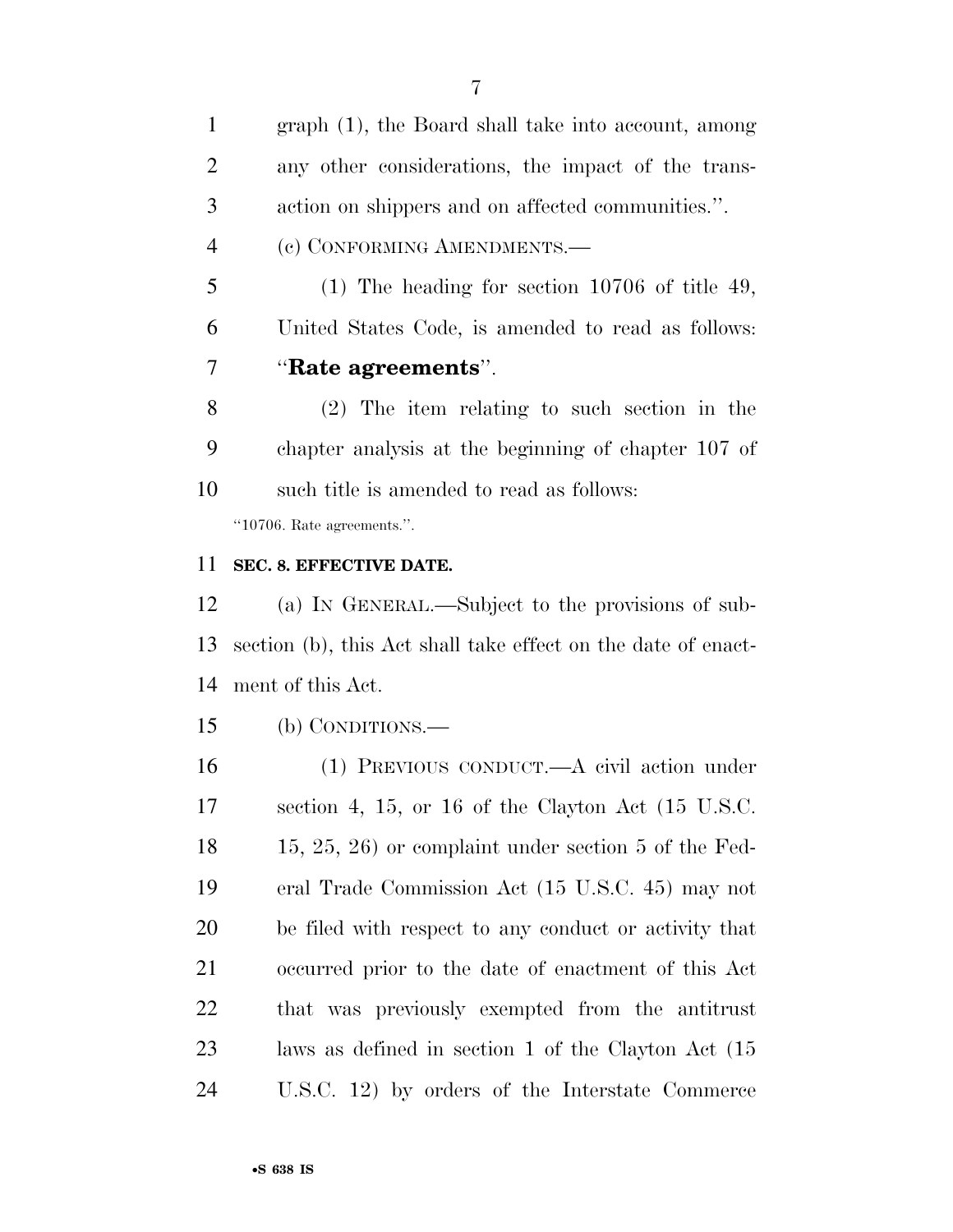graph (1), the Board shall take into account, among any other considerations, the impact of the transaction on shippers and on affected communities.''.

(c) CONFORMING AMENDMENTS.—

(1) The heading for section 10706 of title 49, United States Code, is amended to read as follows: ''**Rate agreements**''.

(2) The item relating to such section in the chapter analysis at the beginning of chapter 107 of such title is amended to read as follows:

''10706. Rate agreements.''.

**SEC. 8. EFFECTIVE DATE.**

(a) IN GENERAL.—Subject to the provisions of subsection (b), this Act shall take effect on the date of enactment of this Act.

(b) CONDITIONS.—

(1) PREVIOUS CONDUCT.—A civil action under section 4, 15, or 16 of the Clayton Act (15 U.S.C. 15, 25, 26) or complaint under section 5 of the Federal Trade Commission Act (15 U.S.C. 45) may not be filed with respect to any conduct or activity that occurred prior to the date of enactment of this Act that was previously exempted from the antitrust laws as defined in section 1 of the Clayton Act (15 U.S.C. 12) by orders of the Interstate Commerce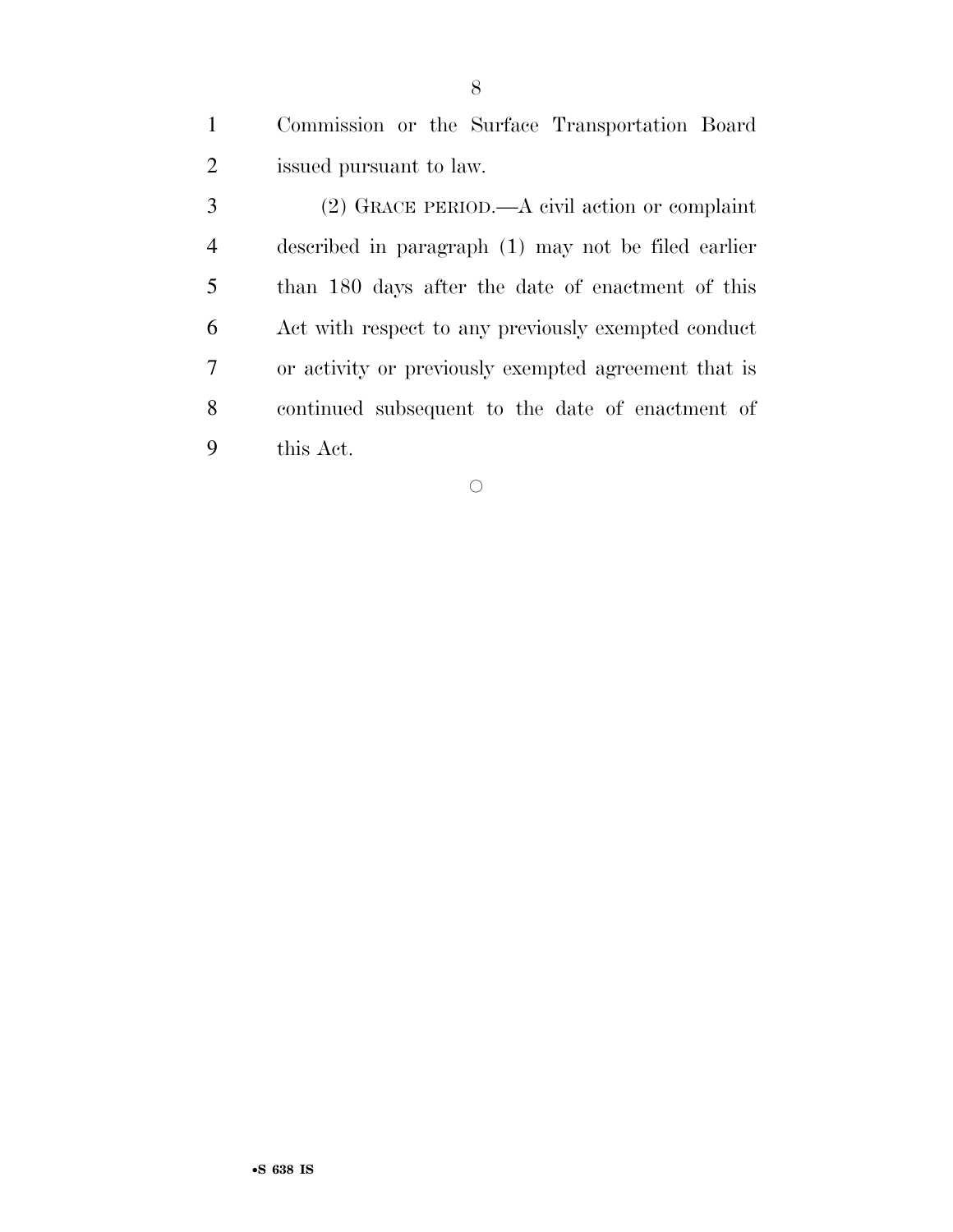Commission or the Surface Transportation Board issued pursuant to law.

(2) GRACE PERIOD.—A civil action or complaint described in paragraph (1) may not be filed earlier than 180 days after the date of enactment of this Act with respect to any previously exempted conduct or activity or previously exempted agreement that is continued subsequent to the date of enactment of this Act.

○